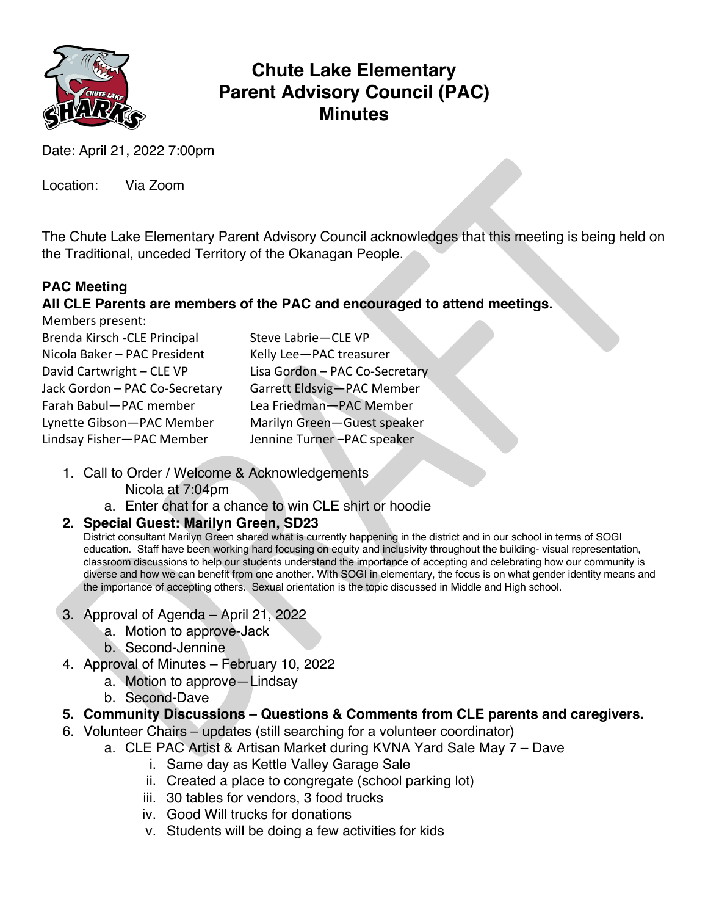# Chute Lake Elementary Parent Advisory Council (PAC) Minutes

Date: April 21, 2022 7:00pm

Location: Via Zoom

The Chute Lake Elementary Parent Advisory Council acknowledges that this meeting is being held on the Traditional, unceded Territory of the Okanagan People.

**PAC Meeting**

**All CLE Parents are members of the PAC and encouraged to attend meetings.**

Members present:

Brenda Kirsch -CLE Principal
Nicola Baker – PAC President
David Cartwright – CLE VP
Jack Gordon – PAC Co-Secretary
Farah Babul—PAC member
Lynette Gibson—PAC Member
Lindsay Fisher—PAC Member
Steve Labrie—CLE VP
Kelly Lee—PAC treasurer
Lisa Gordon – PAC Co-Secretary
Garrett Eldsvig—PAC Member
Lea Friedman—PAC Member
Marilyn Green—Guest speaker
Jennine Turner –PAC speaker

1. Call to Order / Welcome & Acknowledgements
   Nicola at 7:04pm
   a. Enter chat for a chance to win CLE shirt or hoodie
2. **Special Guest: Marilyn Green, SD23**
   District consultant Marilyn Green shared what is currently happening in the district and in our school in terms of SOGI education. Staff have been working hard focusing on equity and inclusivity throughout the building- visual representation, classroom discussions to help our students understand the importance of accepting and celebrating how our community is diverse and how we can benefit from one another. With SOGI in elementary, the focus is on what gender identity means and the importance of accepting others. Sexual orientation is the topic discussed in Middle and High school.
3. Approval of Agenda – April 21, 2022
   a. Motion to approve-Jack
   b. Second-Jennine
4. Approval of Minutes – February 10, 2022
   a. Motion to approve—Lindsay
   b. Second-Dave
5. **Community Discussions – Questions & Comments from CLE parents and caregivers.**
6. Volunteer Chairs – updates (still searching for a volunteer coordinator)
   a. CLE PAC Artist & Artisan Market during KVNA Yard Sale May 7 – Dave
      i. Same day as Kettle Valley Garage Sale
      ii. Created a place to congregate (school parking lot)
      iii. 30 tables for vendors, 3 food trucks
      iv. Good Will trucks for donations
      v. Students will be doing a few activities for kids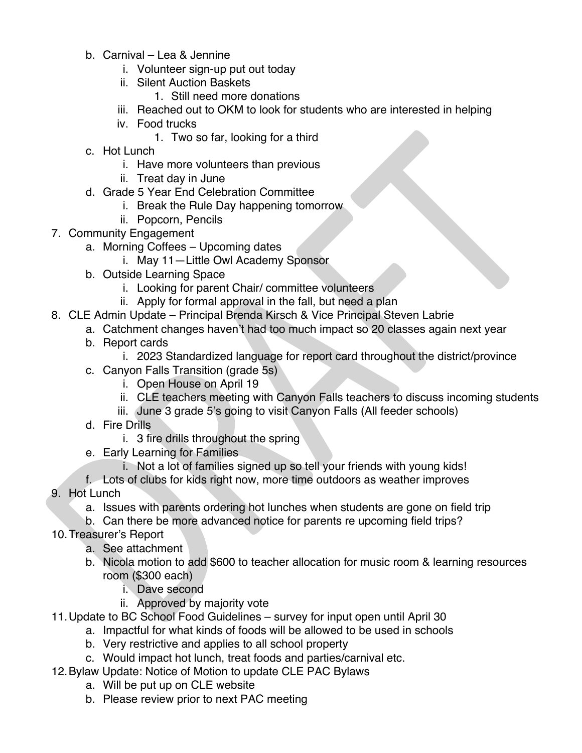b. Carnival – Lea & Jennine
    i. Volunteer sign-up put out today
    ii. Silent Auction Baskets
        1. Still need more donations
    iii. Reached out to OKM to look for students who are interested in helping
    iv. Food trucks
        1. Two so far, looking for a third

c. Hot Lunch
    i. Have more volunteers than previous
    ii. Treat day in June

d. Grade 5 Year End Celebration Committee
    i. Break the Rule Day happening tomorrow
    ii. Popcorn, Pencils

7. Community Engagement
    a. Morning Coffees – Upcoming dates
        i. May 11—Little Owl Academy Sponsor
    b. Outside Learning Space
        i. Looking for parent Chair/ committee volunteers
        ii. Apply for formal approval in the fall, but need a plan

8. CLE Admin Update – Principal Brenda Kirsch & Vice Principal Steven Labrie
    a. Catchment changes haven't had too much impact so 20 classes again next year
    b. Report cards
        i. 2023 Standardized language for report card throughout the district/province
    c. Canyon Falls Transition (grade 5s)
        i. Open House on April 19
        ii. CLE teachers meeting with Canyon Falls teachers to discuss incoming students
        iii. June 3 grade 5's going to visit Canyon Falls (All feeder schools)
    d. Fire Drills
        i. 3 fire drills throughout the spring
    e. Early Learning for Families
        i. Not a lot of families signed up so tell your friends with young kids!
    f. Lots of clubs for kids right now, more time outdoors as weather improves

9. Hot Lunch
    a. Issues with parents ordering hot lunches when students are gone on field trip
    b. Can there be more advanced notice for parents re upcoming field trips?

10. Treasurer's Report
    a. See attachment
    b. Nicola motion to add $600 to teacher allocation for music room & learning resources room ($300 each)
        i. Dave second
        ii. Approved by majority vote

11. Update to BC School Food Guidelines – survey for input open until April 30
    a. Impactful for what kinds of foods will be allowed to be used in schools
    b. Very restrictive and applies to all school property
    c. Would impact hot lunch, treat foods and parties/carnival etc.

12. Bylaw Update: Notice of Motion to update CLE PAC Bylaws
    a. Will be put up on CLE website
    b. Please review prior to next PAC meeting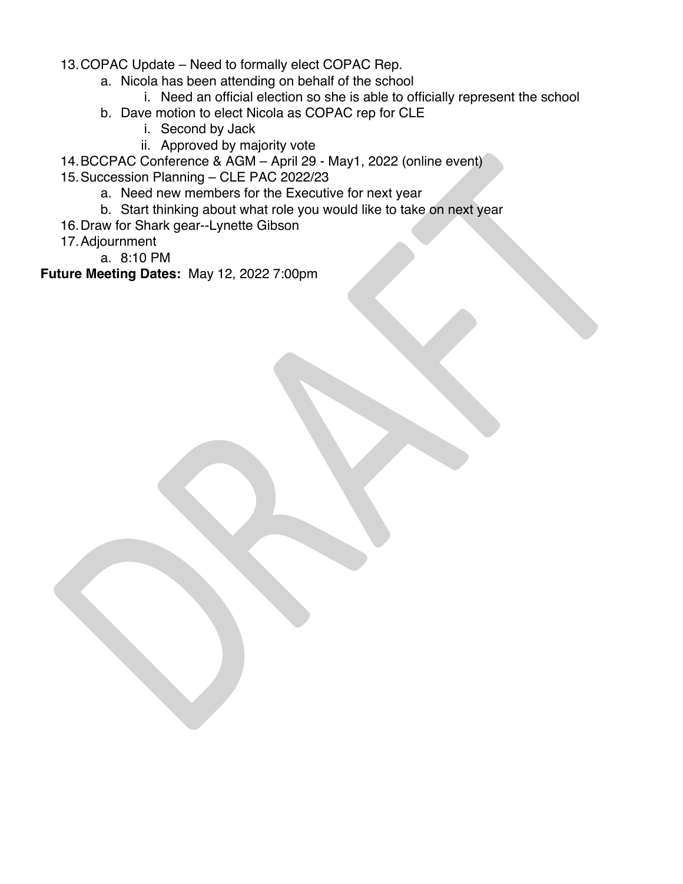13. COPAC Update – Need to formally elect COPAC Rep.
    a. Nicola has been attending on behalf of the school
        i. Need an official election so she is able to officially represent the school
    b. Dave motion to elect Nicola as COPAC rep for CLE
        i. Second by Jack
        ii. Approved by majority vote
14. BCCPAC Conference & AGM – April 29 - May1, 2022 (online event)
15. Succession Planning – CLE PAC 2022/23
    a. Need new members for the Executive for next year
    b. Start thinking about what role you would like to take on next year
16. Draw for Shark gear--Lynette Gibson
17. Adjournment
    a. 8:10 PM

**Future Meeting Dates:** May 12, 2022 7:00pm